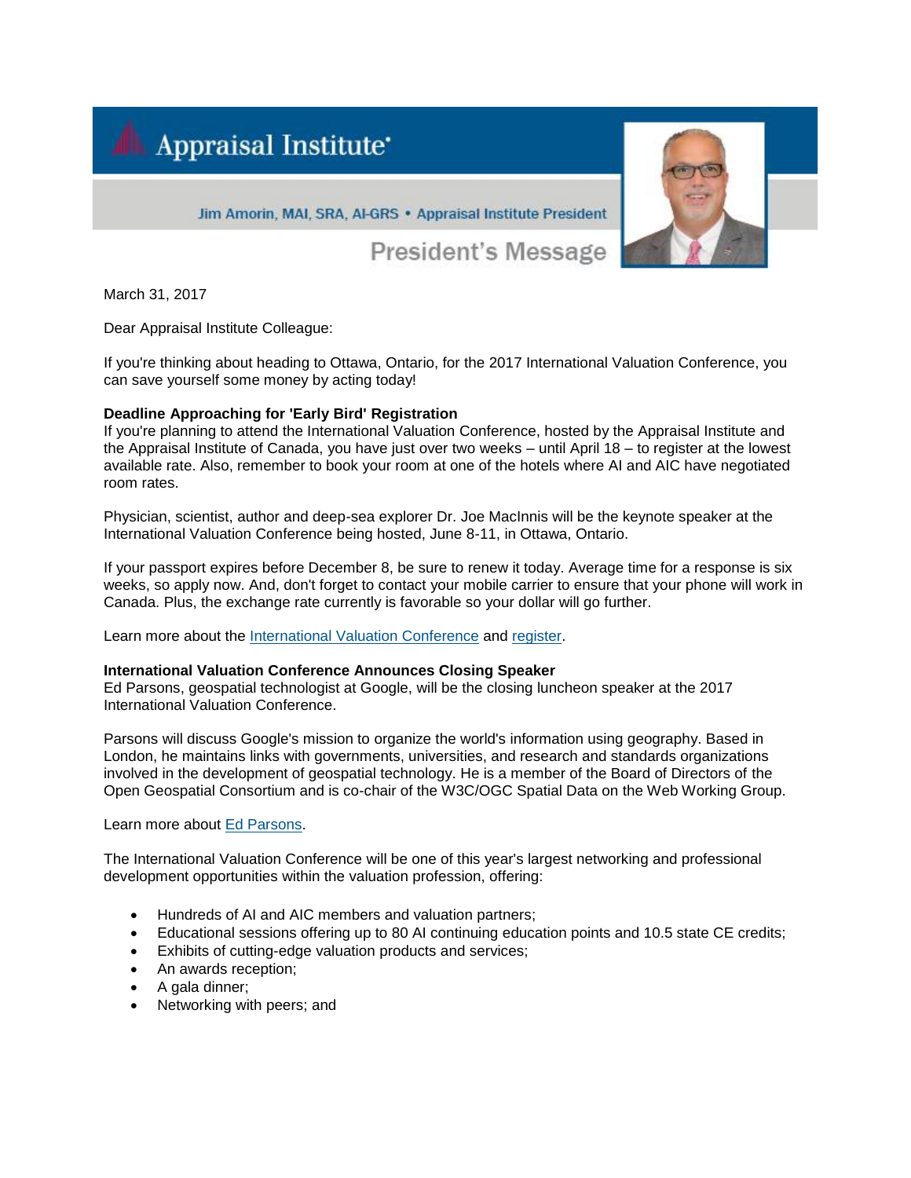# Appraisal Institute

Jim Amorin, MAI, SRA, AI-GRS • Appraisal Institute President

## President's Message

March 31, 2017

Dear Appraisal Institute Colleague:

If you're thinking about heading to Ottawa, Ontario, for the 2017 International Valuation Conference, you can save yourself some money by acting today!

**Deadline Approaching for 'Early Bird' Registration**

If you're planning to attend the International Valuation Conference, hosted by the Appraisal Institute and the Appraisal Institute of Canada, you have just over two weeks – until April 18 – to register at the lowest available rate. Also, remember to book your room at one of the hotels where AI and AIC have negotiated room rates.

Physician, scientist, author and deep-sea explorer Dr. Joe MacInnis will be the keynote speaker at the International Valuation Conference being hosted, June 8-11, in Ottawa, Ontario.

If your passport expires before December 8, be sure to renew it today. Average time for a response is six weeks, so apply now. And, don't forget to contact your mobile carrier to ensure that your phone will work in Canada. Plus, the exchange rate currently is favorable so your dollar will go further.

Learn more about the International Valuation Conference and register.

**International Valuation Conference Announces Closing Speaker**

Ed Parsons, geospatial technologist at Google, will be the closing luncheon speaker at the 2017 International Valuation Conference.

Parsons will discuss Google's mission to organize the world's information using geography. Based in London, he maintains links with governments, universities, and research and standards organizations involved in the development of geospatial technology. He is a member of the Board of Directors of the Open Geospatial Consortium and is co-chair of the W3C/OGC Spatial Data on the Web Working Group.

Learn more about Ed Parsons.

The International Valuation Conference will be one of this year's largest networking and professional development opportunities within the valuation profession, offering:

- Hundreds of AI and AIC members and valuation partners;
- Educational sessions offering up to 80 AI continuing education points and 10.5 state CE credits;
- Exhibits of cutting-edge valuation products and services;
- An awards reception;
- A gala dinner;
- Networking with peers; and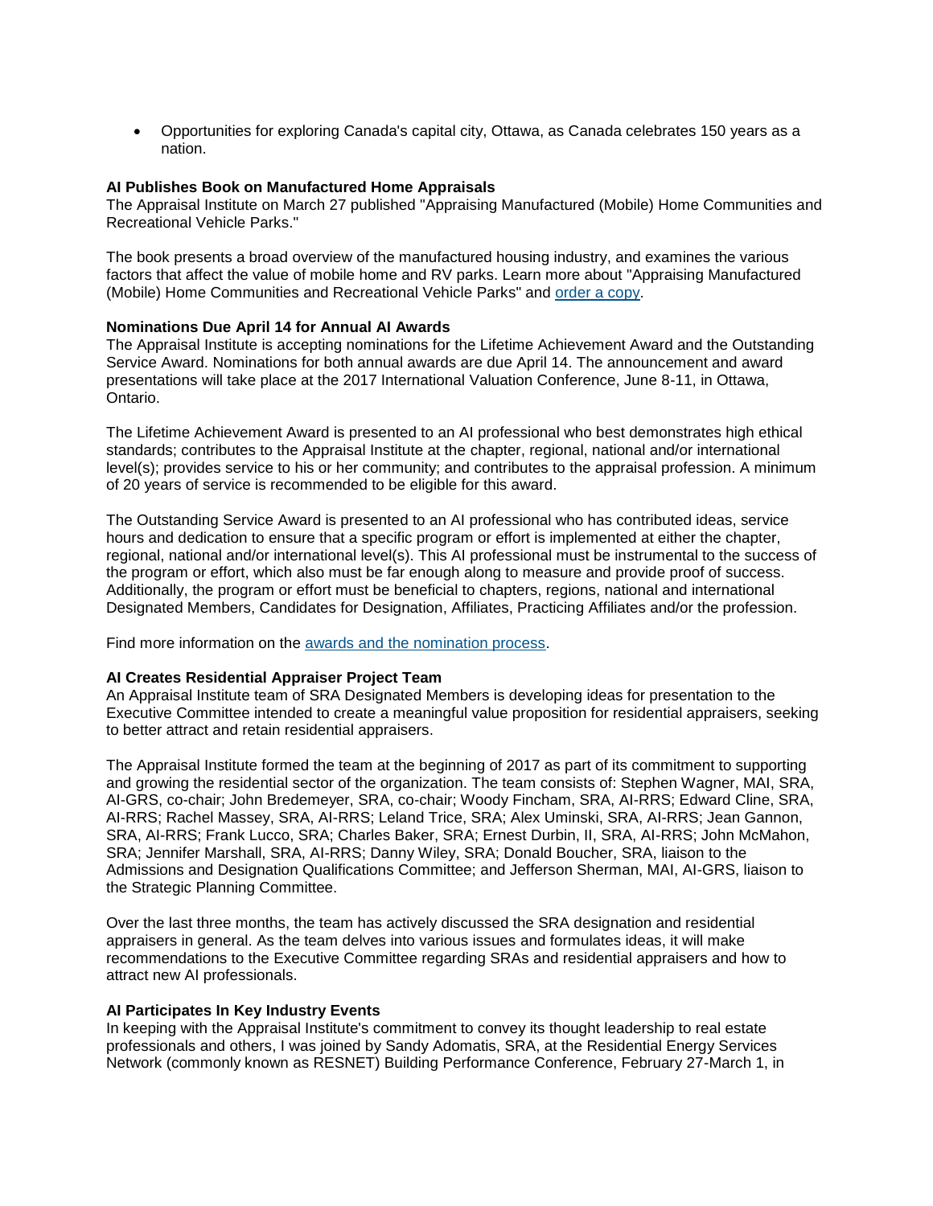- Opportunities for exploring Canada's capital city, Ottawa, as Canada celebrates 150 years as a nation.

**AI Publishes Book on Manufactured Home Appraisals**
The Appraisal Institute on March 27 published "Appraising Manufactured (Mobile) Home Communities and Recreational Vehicle Parks."

The book presents a broad overview of the manufactured housing industry, and examines the various factors that affect the value of mobile home and RV parks. Learn more about "Appraising Manufactured (Mobile) Home Communities and Recreational Vehicle Parks" and order a copy.

**Nominations Due April 14 for Annual AI Awards**
The Appraisal Institute is accepting nominations for the Lifetime Achievement Award and the Outstanding Service Award. Nominations for both annual awards are due April 14. The announcement and award presentations will take place at the 2017 International Valuation Conference, June 8-11, in Ottawa, Ontario.

The Lifetime Achievement Award is presented to an AI professional who best demonstrates high ethical standards; contributes to the Appraisal Institute at the chapter, regional, national and/or international level(s); provides service to his or her community; and contributes to the appraisal profession. A minimum of 20 years of service is recommended to be eligible for this award.

The Outstanding Service Award is presented to an AI professional who has contributed ideas, service hours and dedication to ensure that a specific program or effort is implemented at either the chapter, regional, national and/or international level(s). This AI professional must be instrumental to the success of the program or effort, which also must be far enough along to measure and provide proof of success. Additionally, the program or effort must be beneficial to chapters, regions, national and international Designated Members, Candidates for Designation, Affiliates, Practicing Affiliates and/or the profession.

Find more information on the awards and the nomination process.

**AI Creates Residential Appraiser Project Team**
An Appraisal Institute team of SRA Designated Members is developing ideas for presentation to the Executive Committee intended to create a meaningful value proposition for residential appraisers, seeking to better attract and retain residential appraisers.

The Appraisal Institute formed the team at the beginning of 2017 as part of its commitment to supporting and growing the residential sector of the organization. The team consists of: Stephen Wagner, MAI, SRA, AI-GRS, co-chair; John Bredemeyer, SRA, co-chair; Woody Fincham, SRA, AI-RRS; Edward Cline, SRA, AI-RRS; Rachel Massey, SRA, AI-RRS; Leland Trice, SRA; Alex Uminski, SRA, AI-RRS; Jean Gannon, SRA, AI-RRS; Frank Lucco, SRA; Charles Baker, SRA; Ernest Durbin, II, SRA, AI-RRS; John McMahon, SRA; Jennifer Marshall, SRA, AI-RRS; Danny Wiley, SRA; Donald Boucher, SRA, liaison to the Admissions and Designation Qualifications Committee; and Jefferson Sherman, MAI, AI-GRS, liaison to the Strategic Planning Committee.

Over the last three months, the team has actively discussed the SRA designation and residential appraisers in general. As the team delves into various issues and formulates ideas, it will make recommendations to the Executive Committee regarding SRAs and residential appraisers and how to attract new AI professionals.

**AI Participates In Key Industry Events**
In keeping with the Appraisal Institute's commitment to convey its thought leadership to real estate professionals and others, I was joined by Sandy Adomatis, SRA, at the Residential Energy Services Network (commonly known as RESNET) Building Performance Conference, February 27-March 1, in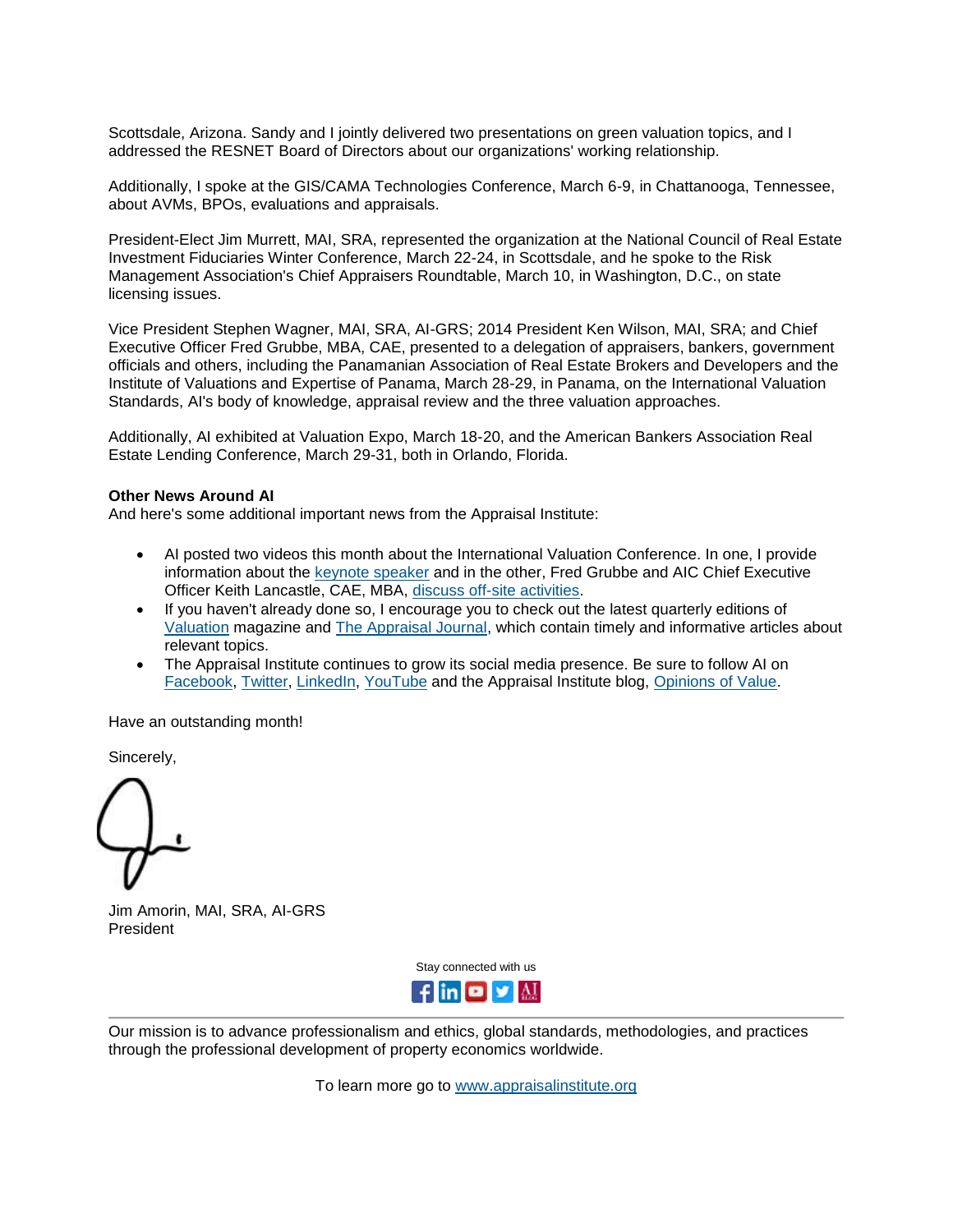Scottsdale, Arizona. Sandy and I jointly delivered two presentations on green valuation topics, and I addressed the RESNET Board of Directors about our organizations' working relationship.

Additionally, I spoke at the GIS/CAMA Technologies Conference, March 6-9, in Chattanooga, Tennessee, about AVMs, BPOs, evaluations and appraisals.

President-Elect Jim Murrett, MAI, SRA, represented the organization at the National Council of Real Estate Investment Fiduciaries Winter Conference, March 22-24, in Scottsdale, and he spoke to the Risk Management Association's Chief Appraisers Roundtable, March 10, in Washington, D.C., on state licensing issues.

Vice President Stephen Wagner, MAI, SRA, AI-GRS; 2014 President Ken Wilson, MAI, SRA; and Chief Executive Officer Fred Grubbe, MBA, CAE, presented to a delegation of appraisers, bankers, government officials and others, including the Panamanian Association of Real Estate Brokers and Developers and the Institute of Valuations and Expertise of Panama, March 28-29, in Panama, on the International Valuation Standards, AI's body of knowledge, appraisal review and the three valuation approaches.

Additionally, AI exhibited at Valuation Expo, March 18-20, and the American Bankers Association Real Estate Lending Conference, March 29-31, both in Orlando, Florida.

**Other News Around AI**
And here's some additional important news from the Appraisal Institute:

- AI posted two videos this month about the International Valuation Conference. In one, I provide information about the keynote speaker and in the other, Fred Grubbe and AIC Chief Executive Officer Keith Lancastle, CAE, MBA, discuss off-site activities.
- If you haven't already done so, I encourage you to check out the latest quarterly editions of Valuation magazine and The Appraisal Journal, which contain timely and informative articles about relevant topics.
- The Appraisal Institute continues to grow its social media presence. Be sure to follow AI on Facebook, Twitter, LinkedIn, YouTube and the Appraisal Institute blog, Opinions of Value.

Have an outstanding month!

Sincerely,

Jim Amorin, MAI, SRA, AI-GRS
President

Stay connected with us

Our mission is to advance professionalism and ethics, global standards, methodologies, and practices through the professional development of property economics worldwide.

To learn more go to www.appraisalinstitute.org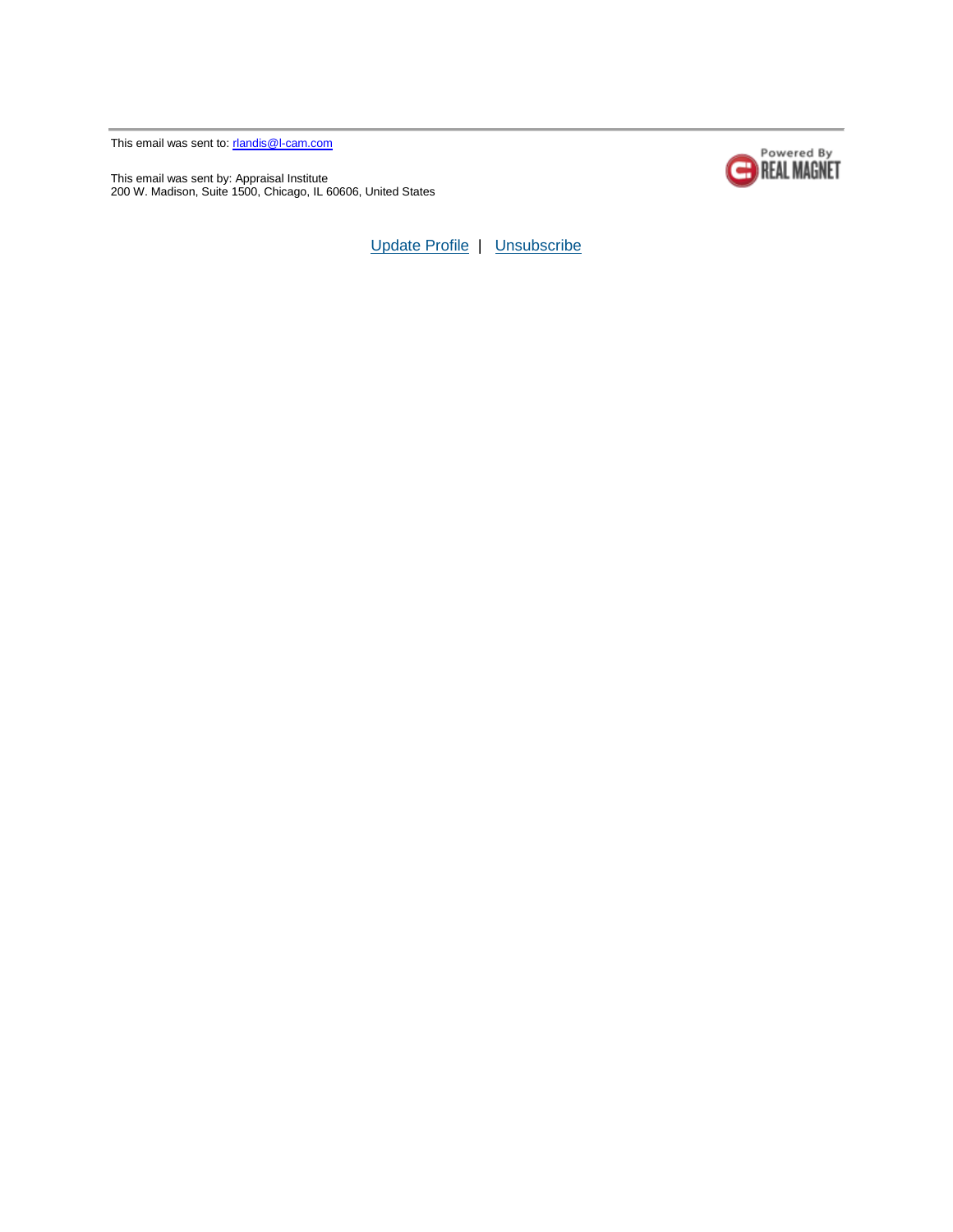This email was sent to: rlandis@l-cam.com

This email was sent by: Appraisal Institute
200 W. Madison, Suite 1500, Chicago, IL 60606, United States

Powered By REAL MAGNET

Update Profile | Unsubscribe